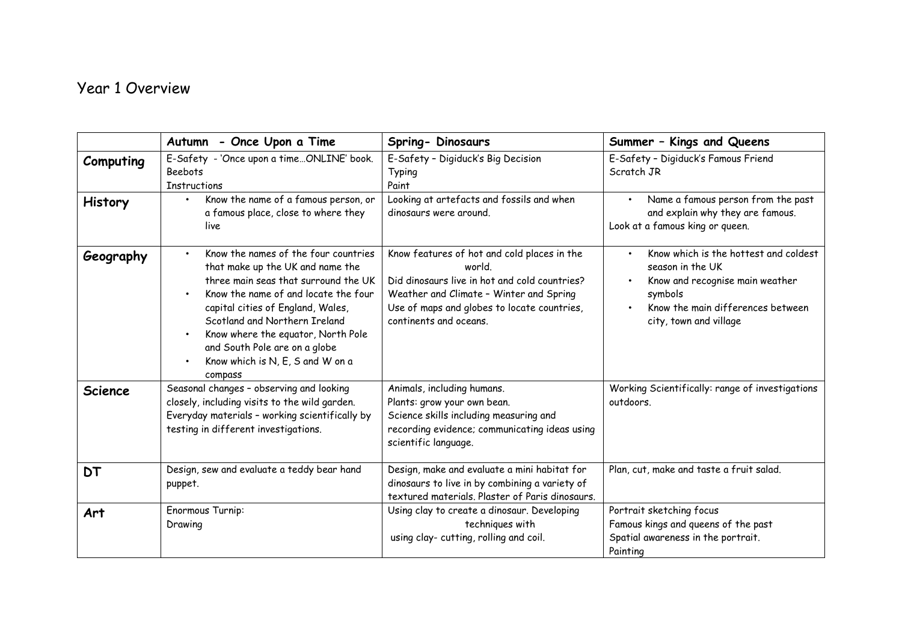# Year 1 Overview

| | **Autumn - Once Upon a Time** | **Spring- Dinosaurs** | **Summer – Kings and Queens** |
|---|---|---|---|
| **Computing** | E-Safety - 'Once upon a time…ONLINE' book.<br>Beebots<br>Instructions | E-Safety – Digiduck's Big Decision<br>Typing<br>Paint | E-Safety – Digiduck's Famous Friend<br>Scratch JR |
| **History** | • Know the name of a famous person, or a famous place, close to where they live | Looking at artefacts and fossils and when dinosaurs were around. | • Name a famous person from the past and explain why they are famous.<br>Look at a famous king or queen. |
| **Geography** | • Know the names of the four countries that make up the UK and name the three main seas that surround the UK<br>• Know the name of and locate the four capital cities of England, Wales, Scotland and Northern Ireland<br>• Know where the equator, North Pole and South Pole are on a globe<br>• Know which is N, E, S and W on a compass | Know features of hot and cold places in the world.<br>Did dinosaurs live in hot and cold countries?<br>Weather and Climate – Winter and Spring<br>Use of maps and globes to locate countries, continents and oceans. | • Know which is the hottest and coldest season in the UK<br>• Know and recognise main weather symbols<br>• Know the main differences between city, town and village |
| **Science** | Seasonal changes – observing and looking closely, including visits to the wild garden.<br>Everyday materials – working scientifically by testing in different investigations. | Animals, including humans.<br>Plants: grow your own bean.<br>Science skills including measuring and recording evidence; communicating ideas using scientific language. | Working Scientifically: range of investigations outdoors. |
| **DT** | Design, sew and evaluate a teddy bear hand puppet. | Design, make and evaluate a mini habitat for dinosaurs to live in by combining a variety of textured materials. Plaster of Paris dinosaurs. | Plan, cut, make and taste a fruit salad. |
| **Art** | Enormous Turnip:<br>Drawing | Using clay to create a dinosaur. Developing techniques with using clay- cutting, rolling and coil. | Portrait sketching focus<br>Famous kings and queens of the past<br>Spatial awareness in the portrait.<br>Painting |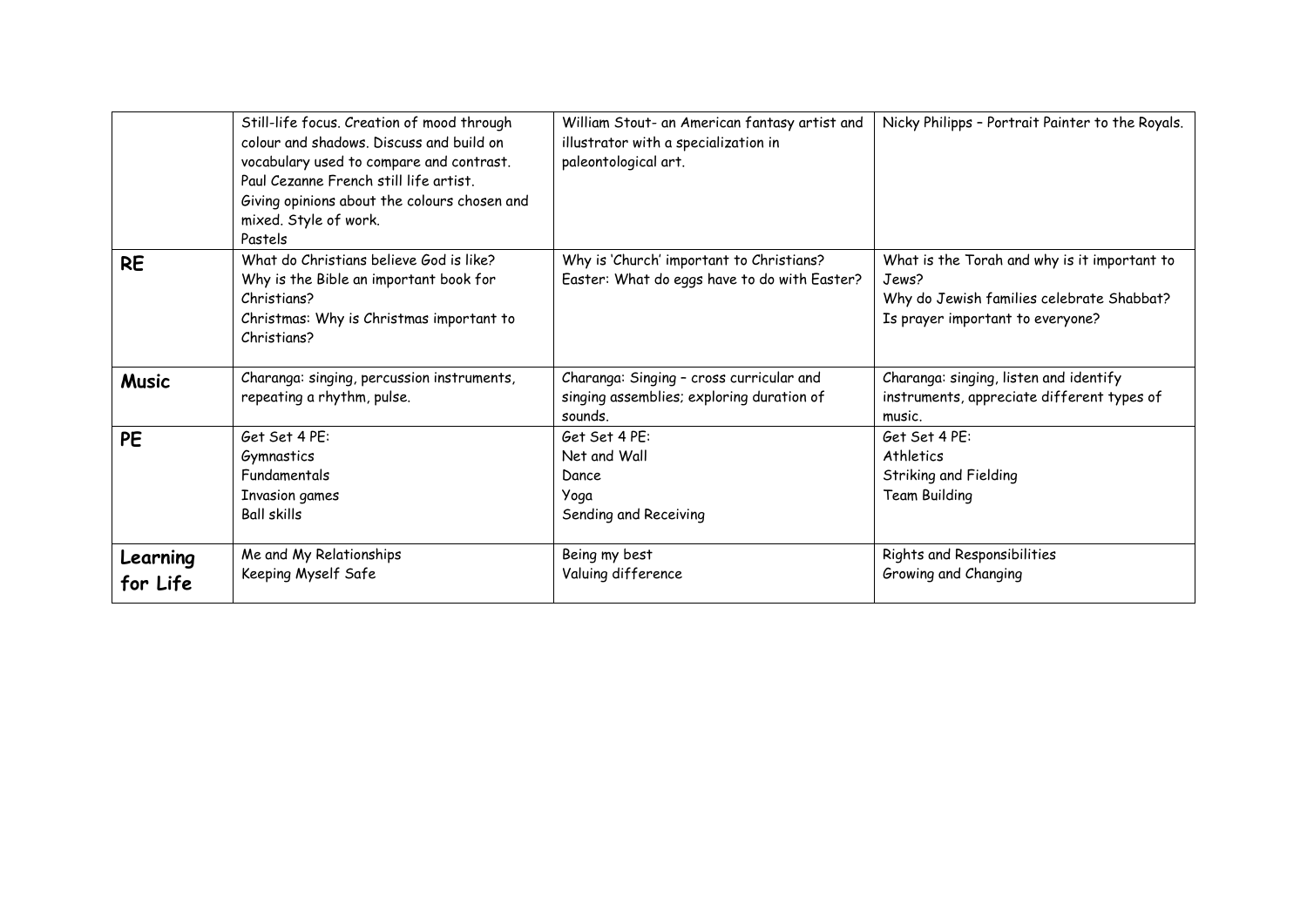| | | | |
|---|---|---|---|
| | Still-life focus. Creation of mood through colour and shadows. Discuss and build on vocabulary used to compare and contrast. Paul Cezanne French still life artist. Giving opinions about the colours chosen and mixed. Style of work. Pastels | William Stout- an American fantasy artist and illustrator with a specialization in paleontological art. | Nicky Philipps – Portrait Painter to the Royals. |
| **RE** | What do Christians believe God is like? Why is the Bible an important book for Christians? Christmas: Why is Christmas important to Christians? | Why is 'Church' important to Christians? Easter: What do eggs have to do with Easter? | What is the Torah and why is it important to Jews? Why do Jewish families celebrate Shabbat? Is prayer important to everyone? |
| **Music** | Charanga: singing, percussion instruments, repeating a rhythm, pulse. | Charanga: Singing – cross curricular and singing assemblies; exploring duration of sounds. | Charanga: singing, listen and identify instruments, appreciate different types of music. |
| **PE** | Get Set 4 PE: Gymnastics Fundamentals Invasion games Ball skills | Get Set 4 PE: Net and Wall Dance Yoga Sending and Receiving | Get Set 4 PE: Athletics Striking and Fielding Team Building |
| **Learning for Life** | Me and My Relationships Keeping Myself Safe | Being my best Valuing difference | Rights and Responsibilities Growing and Changing |